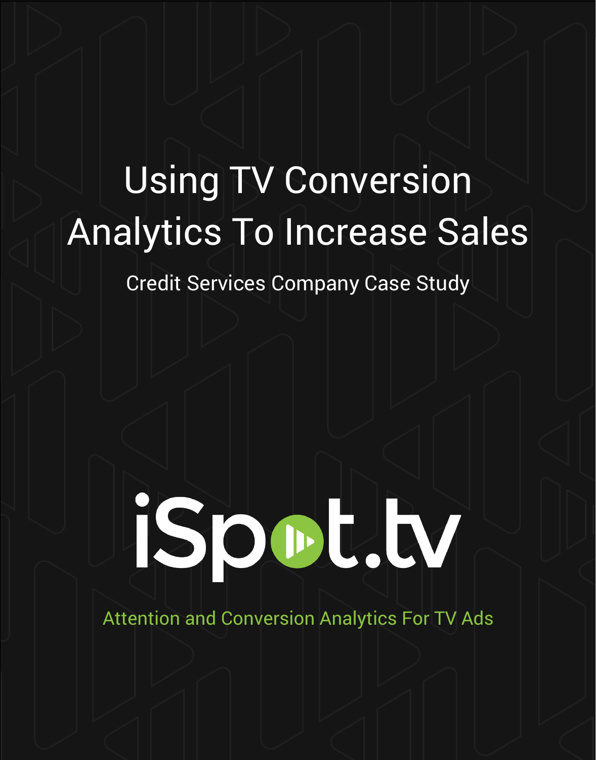# Using TV Conversion Analytics To Increase Sales

Credit Services Company Case Study

iSpot.tv

Attention and Conversion Analytics For TV Ads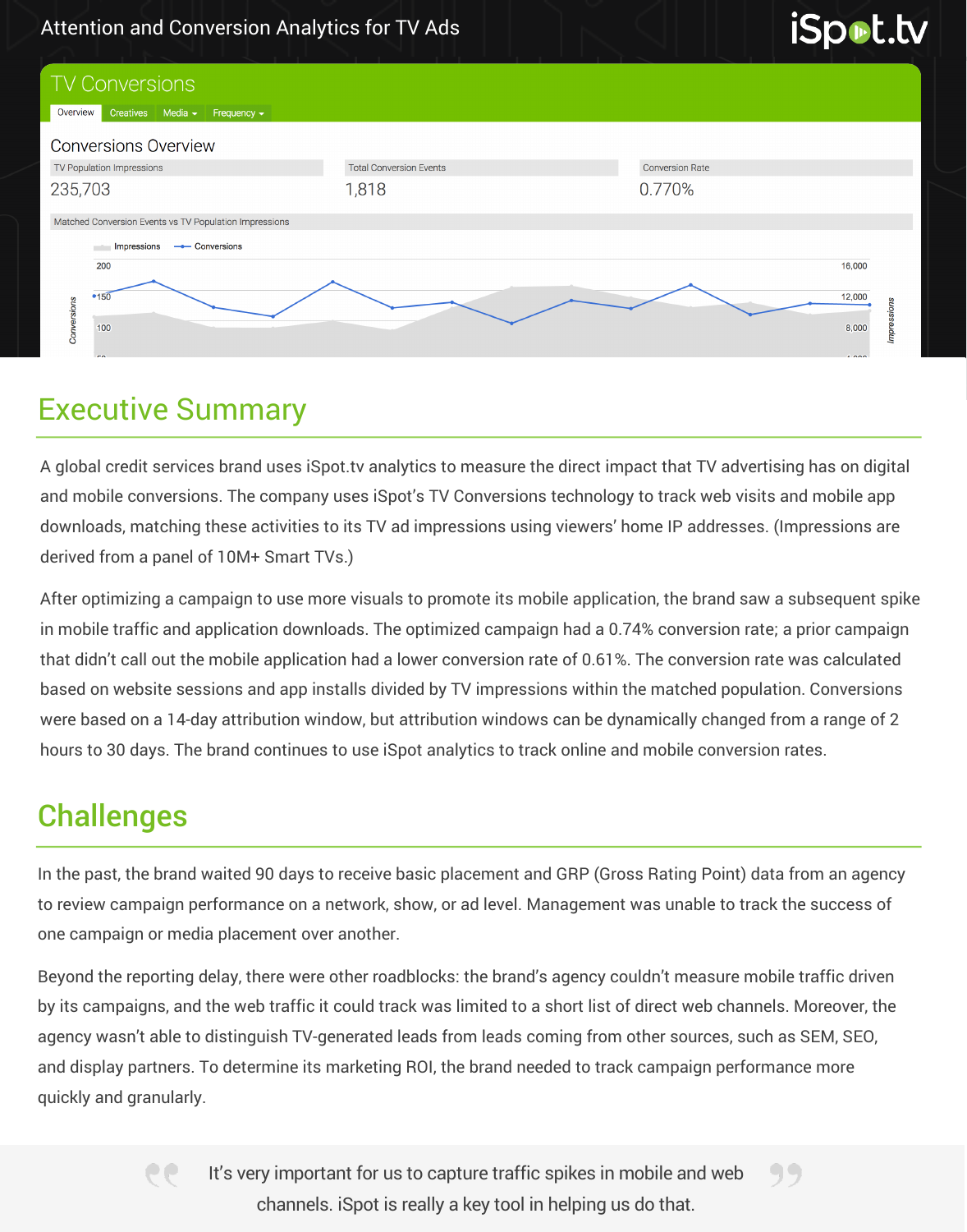Attention and Conversion Analytics for TV Ads

## Executive Summary

A global credit services brand uses iSpot.tv analytics to measure the direct impact that TV advertising has on digital and mobile conversions. The company uses iSpot's TV Conversions technology to track web visits and mobile app downloads, matching these activities to its TV ad impressions using viewers' home IP addresses. (Impressions are derived from a panel of 10M+ Smart TVs.)

After optimizing a campaign to use more visuals to promote its mobile application, the brand saw a subsequent spike in mobile traffic and application downloads. The optimized campaign had a 0.74% conversion rate; a prior campaign that didn't call out the mobile application had a lower conversion rate of 0.61%. The conversion rate was calculated based on website sessions and app installs divided by TV impressions within the matched population. Conversions were based on a 14-day attribution window, but attribution windows can be dynamically changed from a range of 2 hours to 30 days. The brand continues to use iSpot analytics to track online and mobile conversion rates.

## Challenges

In the past, the brand waited 90 days to receive basic placement and GRP (Gross Rating Point) data from an agency to review campaign performance on a network, show, or ad level. Management was unable to track the success of one campaign or media placement over another.

Beyond the reporting delay, there were other roadblocks: the brand's agency couldn't measure mobile traffic driven by its campaigns, and the web traffic it could track was limited to a short list of direct web channels. Moreover, the agency wasn't able to distinguish TV-generated leads from leads coming from other sources, such as SEM, SEO, and display partners. To determine its marketing ROI, the brand needed to track campaign performance more quickly and granularly.

> It's very important for us to capture traffic spikes in mobile and web channels. iSpot is really a key tool in helping us do that.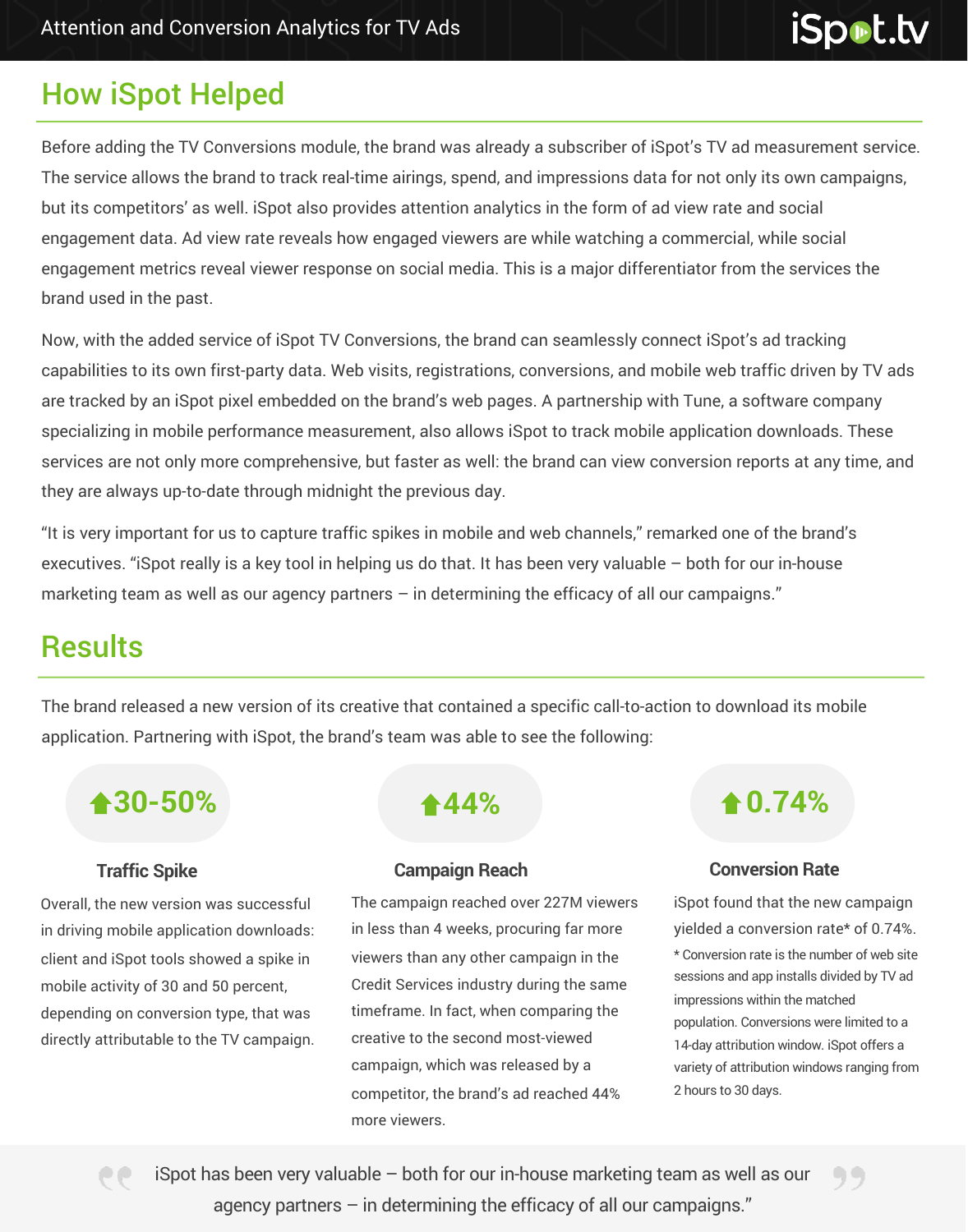## How iSpot Helped

Before adding the TV Conversions module, the brand was already a subscriber of iSpot's TV ad measurement service. The service allows the brand to track real-time airings, spend, and impressions data for not only its own campaigns, but its competitors' as well. iSpot also provides attention analytics in the form of ad view rate and social engagement data. Ad view rate reveals how engaged viewers are while watching a commercial, while social engagement metrics reveal viewer response on social media. This is a major differentiator from the services the brand used in the past.

Now, with the added service of iSpot TV Conversions, the brand can seamlessly connect iSpot's ad tracking capabilities to its own first-party data. Web visits, registrations, conversions, and mobile web traffic driven by TV ads are tracked by an iSpot pixel embedded on the brand's web pages. A partnership with Tune, a software company specializing in mobile performance measurement, also allows iSpot to track mobile application downloads. These services are not only more comprehensive, but faster as well: the brand can view conversion reports at any time, and they are always up-to-date through midnight the previous day.

"It is very important for us to capture traffic spikes in mobile and web channels," remarked one of the brand's executives. "iSpot really is a key tool in helping us do that. It has been very valuable – both for our in-house marketing team as well as our agency partners – in determining the efficacy of all our campaigns."

## Results

The brand released a new version of its creative that contained a specific call-to-action to download its mobile application. Partnering with iSpot, the brand's team was able to see the following:

**30-50%**

### Traffic Spike

Overall, the new version was successful in driving mobile application downloads: client and iSpot tools showed a spike in mobile activity of 30 and 50 percent, depending on conversion type, that was directly attributable to the TV campaign.

**44%**

### Campaign Reach

The campaign reached over 227M viewers in less than 4 weeks, procuring far more viewers than any other campaign in the Credit Services industry during the same timeframe. In fact, when comparing the creative to the second most-viewed campaign, which was released by a competitor, the brand's ad reached 44% more viewers.

**0.74%**

### Conversion Rate

iSpot found that the new campaign yielded a conversion rate* of 0.74%.

* Conversion rate is the number of web site sessions and app installs divided by TV ad impressions within the matched population. Conversions were limited to a 14-day attribution window. iSpot offers a variety of attribution windows ranging from 2 hours to 30 days.

> iSpot has been very valuable – both for our in-house marketing team as well as our agency partners – in determining the efficacy of all our campaigns."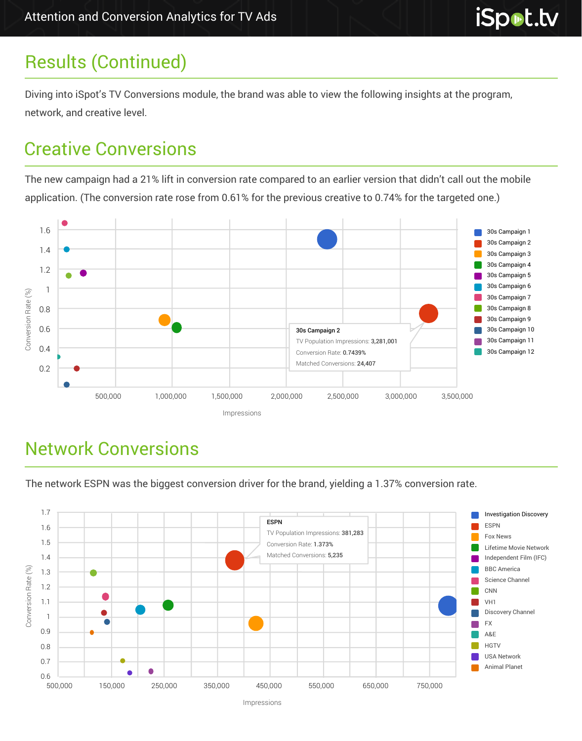## Results (Continued)

Diving into iSpot's TV Conversions module, the brand was able to view the following insights at the program, network, and creative level.

## Creative Conversions

The new campaign had a 21% lift in conversion rate compared to an earlier version that didn't call out the mobile application. (The conversion rate rose from 0.61% for the previous creative to 0.74% for the targeted one.)

30s Campaign 2
TV Population Impressions: 3,281,001
Conversion Rate: 0.7439%
Matched Conversions: 24,407

Legend: 30s Campaign 1, 30s Campaign 2, 30s Campaign 3, 30s Campaign 4, 30s Campaign 5, 30s Campaign 6, 30s Campaign 7, 30s Campaign 8, 30s Campaign 9, 30s Campaign 10, 30s Campaign 11, 30s Campaign 12

Y-axis: Conversion Rate (%) — 0.2, 0.4, 0.6, 0.8, 1, 1.2, 1.4, 1.6
X-axis: Impressions — 500,000, 1,000,000, 1,500,000, 2,000,000, 2,500,000, 3,000,000, 3,500,000

## Network Conversions

The network ESPN was the biggest conversion driver for the brand, yielding a 1.37% conversion rate.

ESPN
TV Population Impressions: 381,283
Conversion Rate: 1.373%
Matched Conversions: 5,235

Legend: Investigation Discovery, ESPN, Fox News, Lifetime Movie Network, Independent Film (IFC), BBC America, Science Channel, CNN, VH1, Discovery Channel, FX, A&E, HGTV, USA Network, Animal Planet

Y-axis: Conversion Rate (%) — 0.6, 0.7, 0.8, 0.9, 1, 1.1, 1.2, 1.3, 1.4, 1.5, 1.6, 1.7
X-axis: Impressions — 500,000, 150,000, 250,000, 350,000, 450,000, 550,000, 650,000, 750,000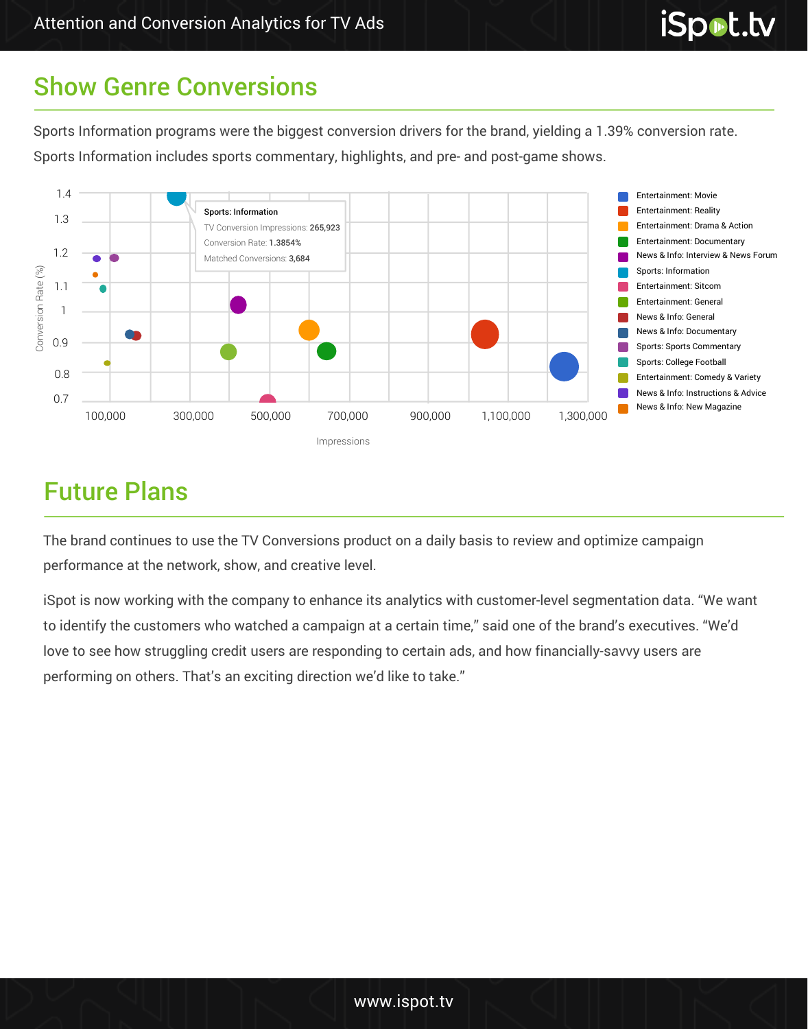## Show Genre Conversions

Sports Information programs were the biggest conversion drivers for the brand, yielding a 1.39% conversion rate. Sports Information includes sports commentary, highlights, and pre- and post-game shows.

Sports: Information
TV Conversion Impressions: **265,923**
Conversion Rate: **1.3854%**
Matched Conversions: **3,684**

Conversion Rate (%)
1.4
1.3
1.2
1.1
1
0.9
0.8
0.7

100,000
300,000
500,000
700,000
900,000
1,100,000
1,300,000
Impressions

Entertainment: Movie
Entertainment: Reality
Entertainment: Drama & Action
Entertainment: Documentary
News & Info: Interview & News Forum
Sports: Information
Entertainment: Sitcom
Entertainment: General
News & Info: General
News & Info: Documentary
Sports: Sports Commentary
Sports: College Football
Entertainment: Comedy & Variety
News & Info: Instructions & Advice
News & Info: New Magazine

## Future Plans

The brand continues to use the TV Conversions product on a daily basis to review and optimize campaign performance at the network, show, and creative level.

iSpot is now working with the company to enhance its analytics with customer-level segmentation data. “We want to identify the customers who watched a campaign at a certain time,” said one of the brand’s executives. “We’d love to see how struggling credit users are responding to certain ads, and how financially-savvy users are performing on others. That’s an exciting direction we’d like to take.”